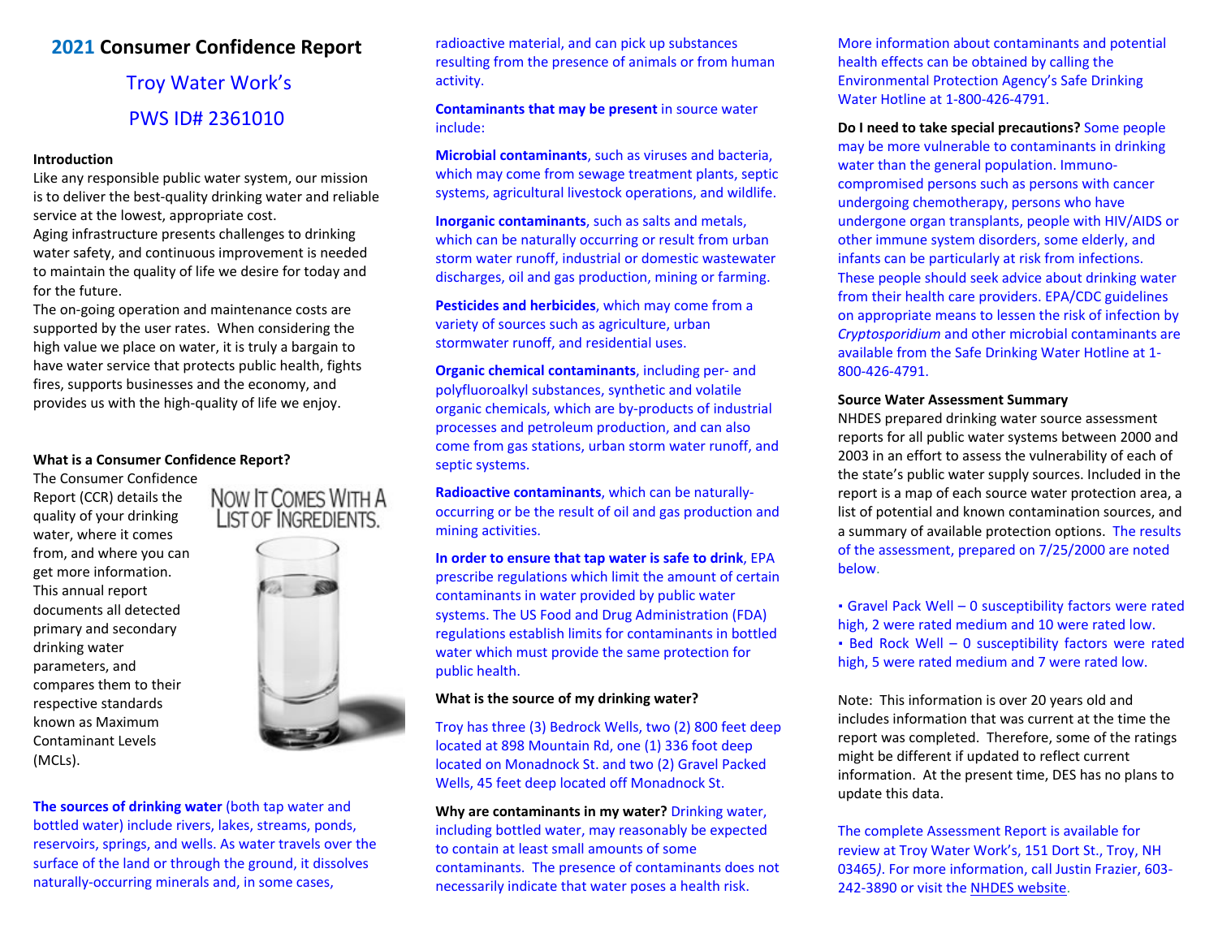# 2021 Consumer Confidence Report

## Troy Water Work's

## PWS ID# 2361010

**Introduction**

Like any responsible public water system, our mission is to deliver the best-quality drinking water and reliable service at the lowest, appropriate cost.

Aging infrastructure presents challenges to drinking water safety, and continuous improvement is needed to maintain the quality of life we desire for today and for the future.

The on-going operation and maintenance costs are supported by the user rates. When considering the high value we place on water, it is truly a bargain to have water service that protects public health, fights fires, supports businesses and the economy, and provides us with the high-quality of life we enjoy.

**What is a Consumer Confidence Report?**

The Consumer Confidence Report (CCR) details the quality of your drinking water, where it comes from, and where you can get more information. This annual report documents all detected primary and secondary drinking water parameters, and compares them to their respective standards known as Maximum Contaminant Levels (MCLs).

NOW IT COMES WITH A LIST OF INGREDIENTS.

**The sources of drinking water** (both tap water and bottled water) include rivers, lakes, streams, ponds, reservoirs, springs, and wells. As water travels over the surface of the land or through the ground, it dissolves naturally-occurring minerals and, in some cases, radioactive material, and can pick up substances resulting from the presence of animals or from human activity.

**Contaminants that may be present** in source water include:

**Microbial contaminants**, such as viruses and bacteria, which may come from sewage treatment plants, septic systems, agricultural livestock operations, and wildlife.

**Inorganic contaminants**, such as salts and metals, which can be naturally occurring or result from urban storm water runoff, industrial or domestic wastewater discharges, oil and gas production, mining or farming.

**Pesticides and herbicides**, which may come from a variety of sources such as agriculture, urban stormwater runoff, and residential uses.

**Organic chemical contaminants**, including per- and polyfluoroalkyl substances, synthetic and volatile organic chemicals, which are by-products of industrial processes and petroleum production, and can also come from gas stations, urban storm water runoff, and septic systems.

**Radioactive contaminants**, which can be naturally-occurring or be the result of oil and gas production and mining activities.

**In order to ensure that tap water is safe to drink**, EPA prescribe regulations which limit the amount of certain contaminants in water provided by public water systems. The US Food and Drug Administration (FDA) regulations establish limits for contaminants in bottled water which must provide the same protection for public health.

**What is the source of my drinking water?**

Troy has three (3) Bedrock Wells, two (2) 800 feet deep located at 898 Mountain Rd, one (1) 336 foot deep located on Monadnock St. and two (2) Gravel Packed Wells, 45 feet deep located off Monadnock St.

**Why are contaminants in my water?** Drinking water, including bottled water, may reasonably be expected to contain at least small amounts of some contaminants. The presence of contaminants does not necessarily indicate that water poses a health risk.

More information about contaminants and potential health effects can be obtained by calling the Environmental Protection Agency's Safe Drinking Water Hotline at 1-800-426-4791.

**Do I need to take special precautions?** Some people may be more vulnerable to contaminants in drinking water than the general population. Immuno-compromised persons such as persons with cancer undergoing chemotherapy, persons who have undergone organ transplants, people with HIV/AIDS or other immune system disorders, some elderly, and infants can be particularly at risk from infections. These people should seek advice about drinking water from their health care providers. EPA/CDC guidelines on appropriate means to lessen the risk of infection by *Cryptosporidium* and other microbial contaminants are available from the Safe Drinking Water Hotline at 1-800-426-4791.

**Source Water Assessment Summary**

NHDES prepared drinking water source assessment reports for all public water systems between 2000 and 2003 in an effort to assess the vulnerability of each of the state's public water supply sources. Included in the report is a map of each source water protection area, a list of potential and known contamination sources, and a summary of available protection options. The results of the assessment, prepared on 7/25/2000 are noted below.

- Gravel Pack Well – 0 susceptibility factors were rated high, 2 were rated medium and 10 were rated low.
- Bed Rock Well – 0 susceptibility factors were rated high, 5 were rated medium and 7 were rated low.

Note: This information is over 20 years old and includes information that was current at the time the report was completed. Therefore, some of the ratings might be different if updated to reflect current information. At the present time, DES has no plans to update this data.

The complete Assessment Report is available for review at Troy Water Work's, 151 Dort St., Troy, NH 03465*)*. For more information, call Justin Frazier, 603-242-3890 or visit the NHDES website.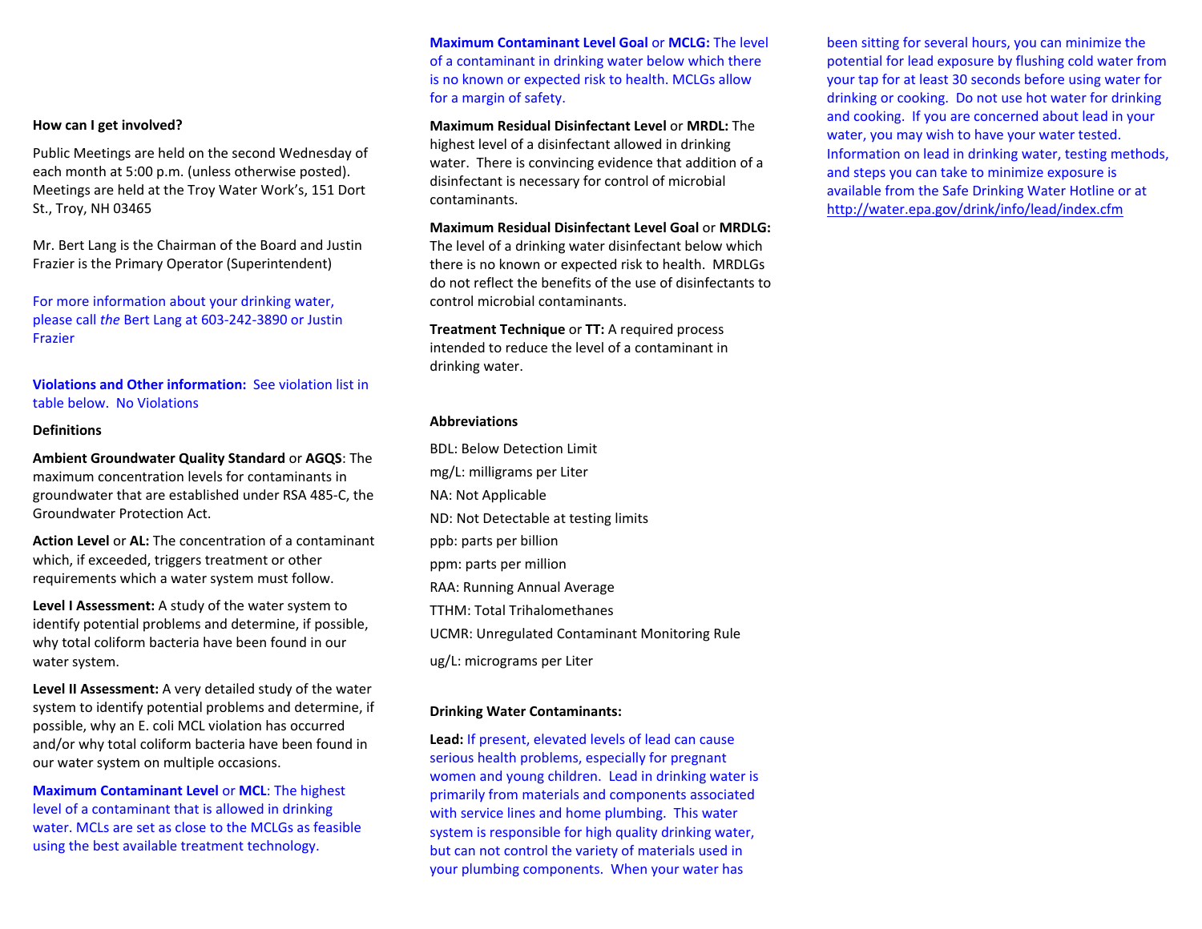**How can I get involved?**

Public Meetings are held on the second Wednesday of each month at 5:00 p.m. (unless otherwise posted). Meetings are held at the Troy Water Work's, 151 Dort St., Troy, NH 03465

Mr. Bert Lang is the Chairman of the Board and Justin Frazier is the Primary Operator (Superintendent)

For more information about your drinking water, please call *the* Bert Lang at 603-242-3890 or Justin Frazier

**Violations and Other information:** See violation list in table below. No Violations

**Definitions**

**Ambient Groundwater Quality Standard** or **AGQS**: The maximum concentration levels for contaminants in groundwater that are established under RSA 485-C, the Groundwater Protection Act.

**Action Level** or **AL:** The concentration of a contaminant which, if exceeded, triggers treatment or other requirements which a water system must follow.

**Level I Assessment:** A study of the water system to identify potential problems and determine, if possible, why total coliform bacteria have been found in our water system.

**Level II Assessment:** A very detailed study of the water system to identify potential problems and determine, if possible, why an E. coli MCL violation has occurred and/or why total coliform bacteria have been found in our water system on multiple occasions.

**Maximum Contaminant Level** or **MCL**: The highest level of a contaminant that is allowed in drinking water. MCLs are set as close to the MCLGs as feasible using the best available treatment technology.

**Maximum Contaminant Level Goal** or **MCLG:** The level of a contaminant in drinking water below which there is no known or expected risk to health. MCLGs allow for a margin of safety.

**Maximum Residual Disinfectant Level** or **MRDL:** The highest level of a disinfectant allowed in drinking water. There is convincing evidence that addition of a disinfectant is necessary for control of microbial contaminants.

**Maximum Residual Disinfectant Level Goal** or **MRDLG:** The level of a drinking water disinfectant below which there is no known or expected risk to health. MRDLGs do not reflect the benefits of the use of disinfectants to control microbial contaminants.

**Treatment Technique** or **TT:** A required process intended to reduce the level of a contaminant in drinking water.

**Abbreviations**

BDL: Below Detection Limit

mg/L: milligrams per Liter

NA: Not Applicable

ND: Not Detectable at testing limits

ppb: parts per billion

ppm: parts per million

RAA: Running Annual Average

TTHM: Total Trihalomethanes

UCMR: Unregulated Contaminant Monitoring Rule

ug/L: micrograms per Liter

**Drinking Water Contaminants:**

**Lead:** If present, elevated levels of lead can cause serious health problems, especially for pregnant women and young children. Lead in drinking water is primarily from materials and components associated with service lines and home plumbing. This water system is responsible for high quality drinking water, but can not control the variety of materials used in your plumbing components. When your water has been sitting for several hours, you can minimize the potential for lead exposure by flushing cold water from your tap for at least 30 seconds before using water for drinking or cooking. Do not use hot water for drinking and cooking. If you are concerned about lead in your water, you may wish to have your water tested. Information on lead in drinking water, testing methods, and steps you can take to minimize exposure is available from the Safe Drinking Water Hotline or at http://water.epa.gov/drink/info/lead/index.cfm